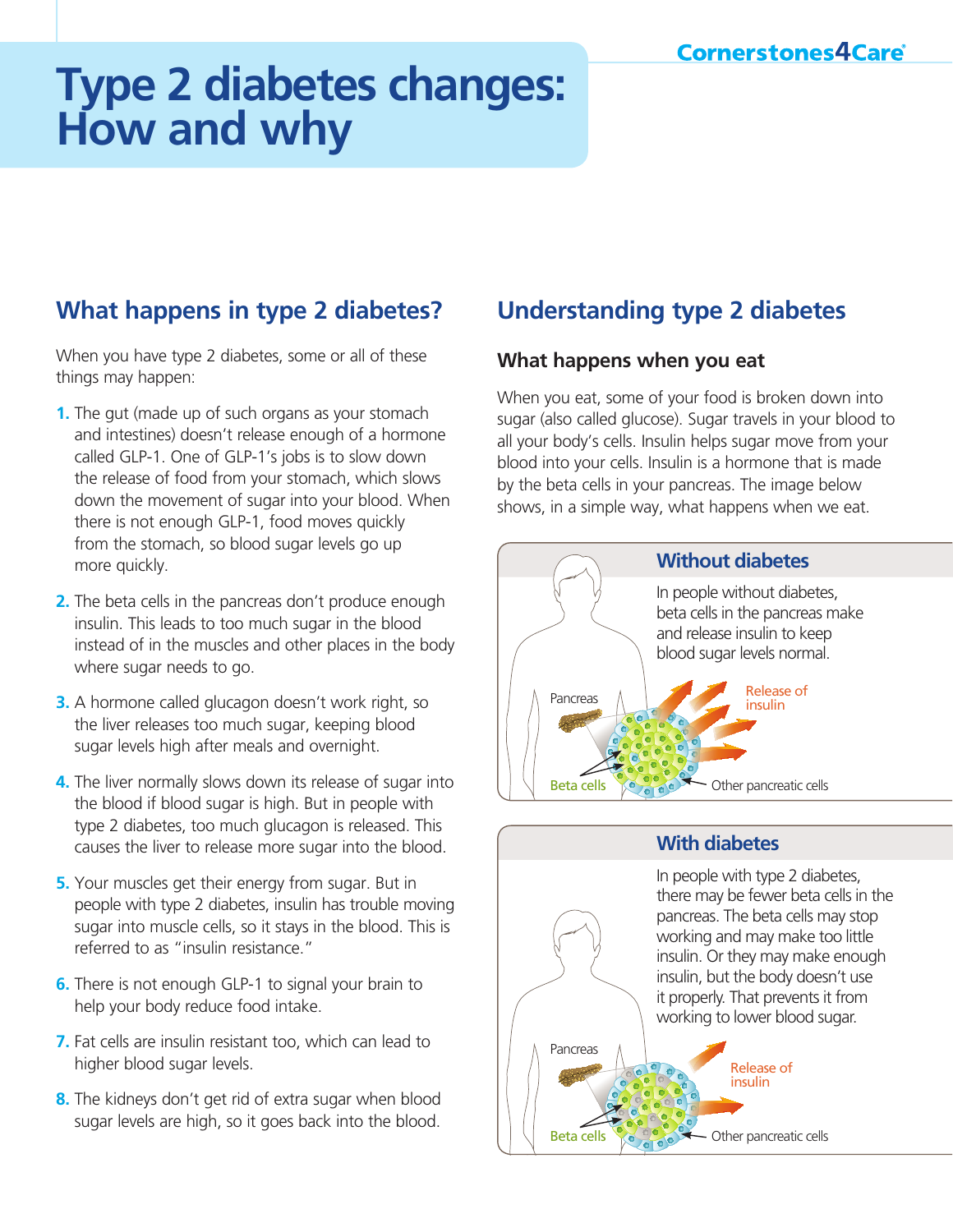Cornerstones4Care®

# Type 2 diabetes changes: How and why

## What happens in type 2 diabetes?

When you have type 2 diabetes, some or all of these things may happen:

1. The gut (made up of such organs as your stomach and intestines) doesn't release enough of a hormone called GLP-1. One of GLP-1's jobs is to slow down the release of food from your stomach, which slows down the movement of sugar into your blood. When there is not enough GLP-1, food moves quickly from the stomach, so blood sugar levels go up more quickly.
2. The beta cells in the pancreas don't produce enough insulin. This leads to too much sugar in the blood instead of in the muscles and other places in the body where sugar needs to go.
3. A hormone called glucagon doesn't work right, so the liver releases too much sugar, keeping blood sugar levels high after meals and overnight.
4. The liver normally slows down its release of sugar into the blood if blood sugar is high. But in people with type 2 diabetes, too much glucagon is released. This causes the liver to release more sugar into the blood.
5. Your muscles get their energy from sugar. But in people with type 2 diabetes, insulin has trouble moving sugar into muscle cells, so it stays in the blood. This is referred to as "insulin resistance."
6. There is not enough GLP-1 to signal your brain to help your body reduce food intake.
7. Fat cells are insulin resistant too, which can lead to higher blood sugar levels.
8. The kidneys don't get rid of extra sugar when blood sugar levels are high, so it goes back into the blood.

## Understanding type 2 diabetes

### What happens when you eat

When you eat, some of your food is broken down into sugar (also called glucose). Sugar travels in your blood to all your body's cells. Insulin helps sugar move from your blood into your cells. Insulin is a hormone that is made by the beta cells in your pancreas. The image below shows, in a simple way, what happens when we eat.

### Without diabetes

In people without diabetes, beta cells in the pancreas make and release insulin to keep blood sugar levels normal.

Pancreas

Release of insulin

Beta cells

Other pancreatic cells

### With diabetes

In people with type 2 diabetes, there may be fewer beta cells in the pancreas. The beta cells may stop working and may make too little insulin. Or they may make enough insulin, but the body doesn't use it properly. That prevents it from working to lower blood sugar.

Pancreas

Release of insulin

Beta cells

Other pancreatic cells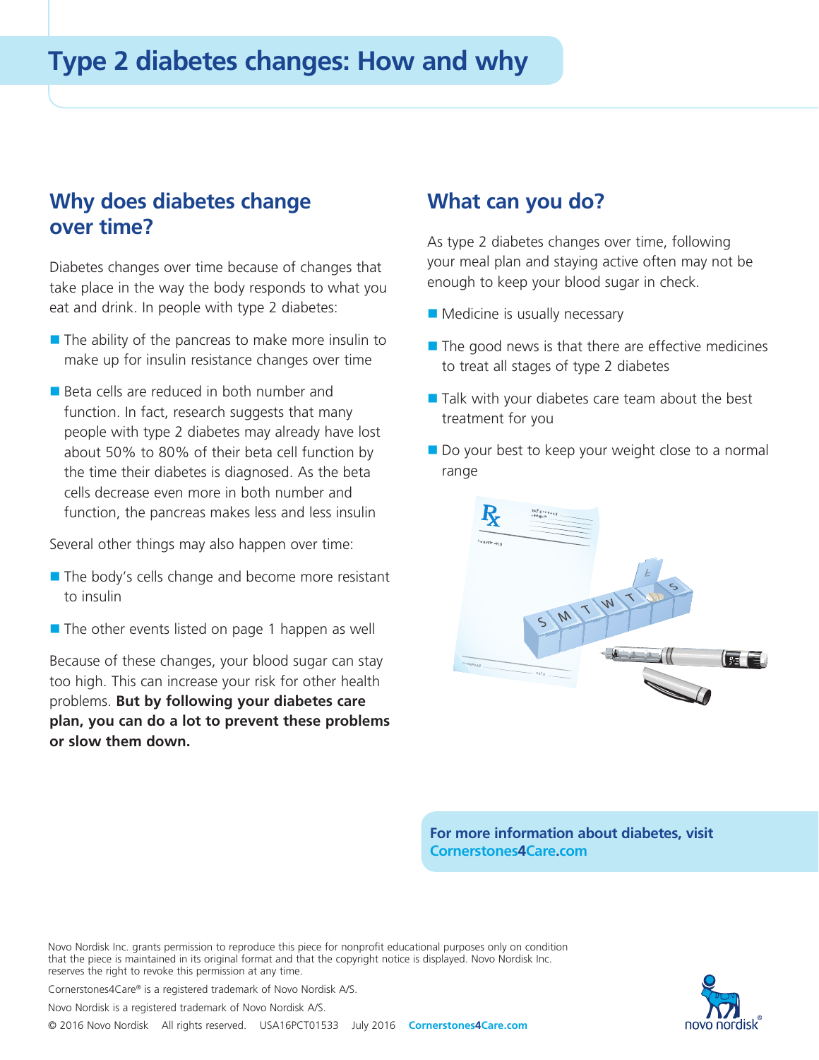# Type 2 diabetes changes: How and why

## Why does diabetes change over time?

Diabetes changes over time because of changes that take place in the way the body responds to what you eat and drink. In people with type 2 diabetes:

- The ability of the pancreas to make more insulin to make up for insulin resistance changes over time
- Beta cells are reduced in both number and function. In fact, research suggests that many people with type 2 diabetes may already have lost about 50% to 80% of their beta cell function by the time their diabetes is diagnosed. As the beta cells decrease even more in both number and function, the pancreas makes less and less insulin

Several other things may also happen over time:

- The body's cells change and become more resistant to insulin
- The other events listed on page 1 happen as well

Because of these changes, your blood sugar can stay too high. This can increase your risk for other health problems. **But by following your diabetes care plan, you can do a lot to prevent these problems or slow them down.**

## What can you do?

As type 2 diabetes changes over time, following your meal plan and staying active often may not be enough to keep your blood sugar in check.

- Medicine is usually necessary
- The good news is that there are effective medicines to treat all stages of type 2 diabetes
- Talk with your diabetes care team about the best treatment for you
- Do your best to keep your weight close to a normal range

**For more information about diabetes, visit Cornerstones4Care.com**

Novo Nordisk Inc. grants permission to reproduce this piece for nonprofit educational purposes only on condition that the piece is maintained in its original format and that the copyright notice is displayed. Novo Nordisk Inc. reserves the right to revoke this permission at any time.

Cornerstones4Care® is a registered trademark of Novo Nordisk A/S.

Novo Nordisk is a registered trademark of Novo Nordisk A/S.

© 2016 Novo Nordisk All rights reserved. USA16PCT01533 July 2016 Cornerstones4Care.com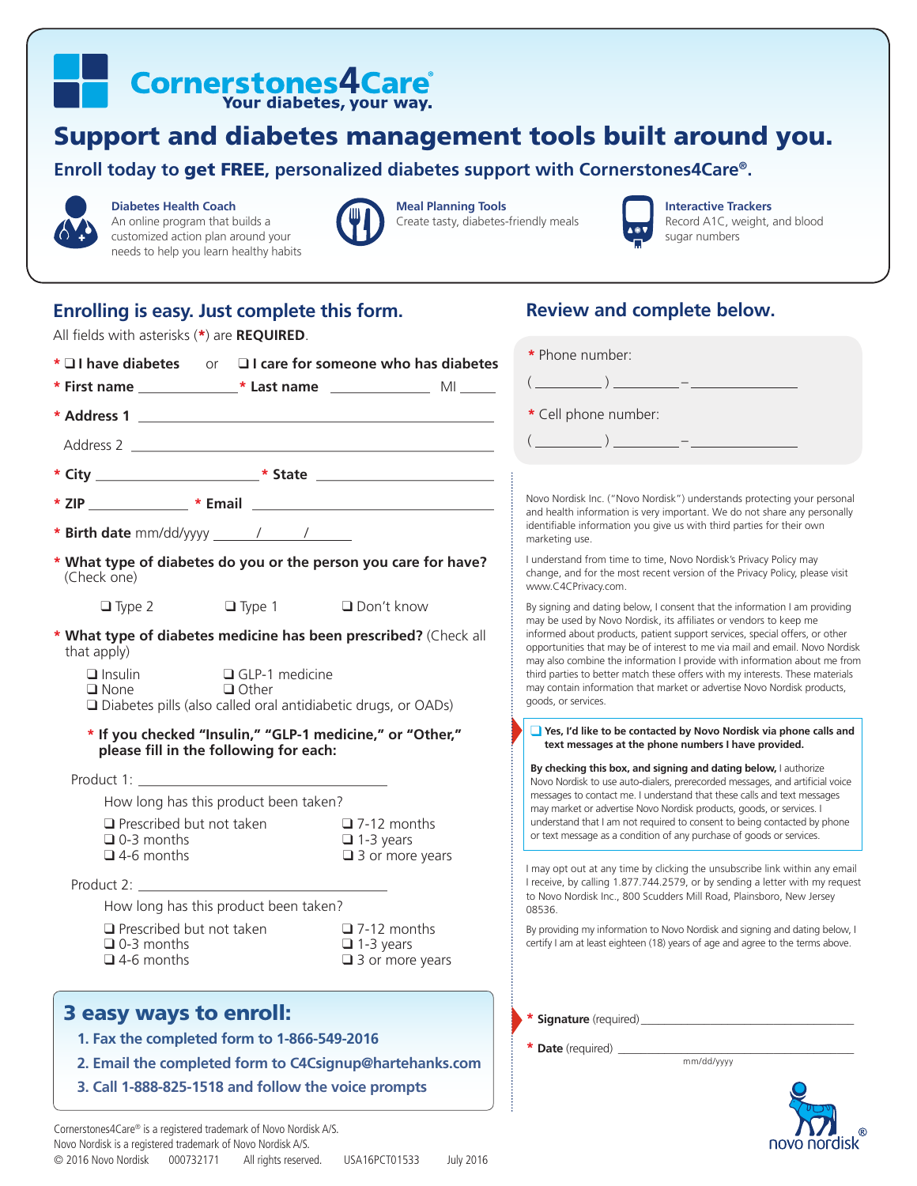# Cornerstones4Care®

**Your diabetes, your way.**

## Support and diabetes management tools built around you.

**Enroll today to get FREE, personalized diabetes support with Cornerstones4Care®.**

**Diabetes Health Coach**
An online program that builds a customized action plan around your needs to help you learn healthy habits

**Meal Planning Tools**
Create tasty, diabetes-friendly meals

**Interactive Trackers**
Record A1C, weight, and blood sugar numbers

## Enrolling is easy. Just complete this form.

All fields with asterisks (*) are **REQUIRED**.

* ❑ **I have diabetes** or ❑ **I care for someone who has diabetes**

* **First name** ______________ * **Last name** ______________ MI _____

* **Address 1** ________________________________________

Address 2 ________________________________________

* **City** ____________________ * **State** ____________________

* **ZIP** ____________ * **Email** ______________________________

* **Birth date** mm/dd/yyyy _____/_____/______

* **What type of diabetes do you or the person you care for have?** (Check one)

❑ Type 2 ❑ Type 1 ❑ Don't know

* **What type of diabetes medicine has been prescribed?** (Check all that apply)

❑ Insulin ❑ GLP-1 medicine
❑ None ❑ Other
❑ Diabetes pills (also called oral antidiabetic drugs, or OADs)

* **If you checked "Insulin," "GLP-1 medicine," or "Other," please fill in the following for each:**

Product 1: ______________________________

How long has this product been taken?

❑ Prescribed but not taken ❑ 7-12 months
❑ 0-3 months ❑ 1-3 years
❑ 4-6 months ❑ 3 or more years

Product 2: ______________________________

How long has this product been taken?

❑ Prescribed but not taken ❑ 7-12 months
❑ 0-3 months ❑ 1-3 years
❑ 4-6 months ❑ 3 or more years

## 3 easy ways to enroll:

1. Fax the completed form to 1-866-549-2016
2. Email the completed form to C4Csignup@hartehanks.com
3. Call 1-888-825-1518 and follow the voice prompts

## Review and complete below.

* Phone number:

( _________ ) _________ – ______________

* Cell phone number:

( _________ ) _________ – ______________

Novo Nordisk Inc. ("Novo Nordisk") understands protecting your personal and health information is very important. We do not share any personally identifiable information you give us with third parties for their own marketing use.

I understand from time to time, Novo Nordisk's Privacy Policy may change, and for the most recent version of the Privacy Policy, please visit www.C4CPrivacy.com.

By signing and dating below, I consent that the information I am providing may be used by Novo Nordisk, its affiliates or vendors to keep me informed about products, patient support services, special offers, or other opportunities that may be of interest to me via mail and email. Novo Nordisk may also combine the information I provide with information about me from third parties to better match these offers with my interests. These materials may contain information that market or advertise Novo Nordisk products, goods, or services.

❑ **Yes, I'd like to be contacted by Novo Nordisk via phone calls and text messages at the phone numbers I have provided.**

**By checking this box, and signing and dating below,** I authorize Novo Nordisk to use auto-dialers, prerecorded messages, and artificial voice messages to contact me. I understand that these calls and text messages may market or advertise Novo Nordisk products, goods, or services. I understand that I am not required to consent to being contacted by phone or text message as a condition of any purchase of goods or services.

I may opt out at any time by clicking the unsubscribe link within any email I receive, by calling 1.877.744.2579, or by sending a letter with my request to Novo Nordisk Inc., 800 Scudders Mill Road, Plainsboro, New Jersey 08536.

By providing my information to Novo Nordisk and signing and dating below, I certify I am at least eighteen (18) years of age and agree to the terms above.

* **Signature** (required) ______________________________

* **Date** (required) ______________________________
mm/dd/yyyy

novo nordisk®

Cornerstones4Care® is a registered trademark of Novo Nordisk A/S.
Novo Nordisk is a registered trademark of Novo Nordisk A/S.
© 2016 Novo Nordisk 000732171 All rights reserved. USA16PCT01533 July 2016